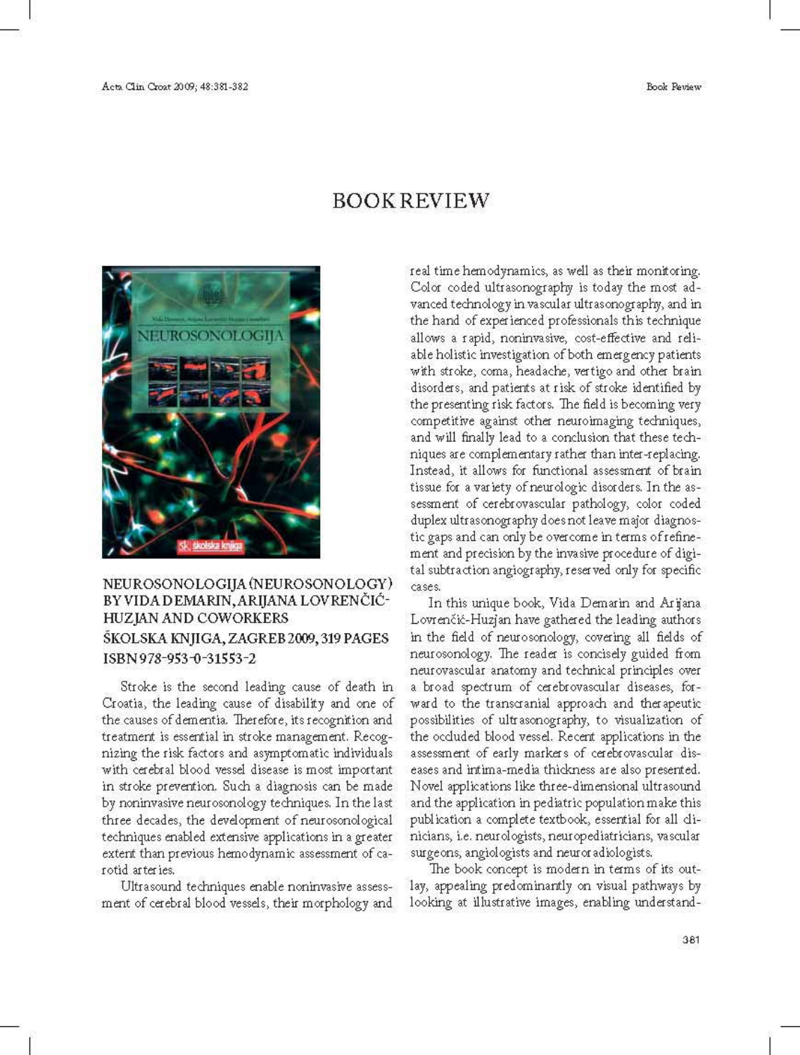# BOOK REVIEW

**NEUROSONOLOGIJA (NEUROSONOLOGY) BY VIDA DEMARIN, ARIJANA LOVRENČIĆ-HUZJAN AND COWORKERS**
**ŠKOLSKA KNJIGA, ZAGREB 2009, 319 PAGES**
**ISBN 978-953-0-31553-2**

Stroke is the second leading cause of death in Croatia, the leading cause of disability and one of the causes of dementia. Therefore, its recognition and treatment is essential in stroke management. Recognizing the risk factors and asymptomatic individuals with cerebral blood vessel disease is most important in stroke prevention. Such a diagnosis can be made by noninvasive neurosonology techniques. In the last three decades, the development of neurosonological techniques enabled extensive applications in a greater extent than previous hemodynamic assessment of carotid arteries.

Ultrasound techniques enable noninvasive assessment of cerebral blood vessels, their morphology and real time hemodynamics, as well as their monitoring. Color coded ultrasonography is today the most advanced technology in vascular ultrasonography, and in the hand of experienced professionals this technique allows a rapid, noninvasive, cost-effective and reliable holistic investigation of both emergency patients with stroke, coma, headache, vertigo and other brain disorders, and patients at risk of stroke identified by the presenting risk factors. The field is becoming very competitive against other neuroimaging techniques, and will finally lead to a conclusion that these techniques are complementary rather than inter-replacing. Instead, it allows for functional assessment of brain tissue for a variety of neurologic disorders. In the assessment of cerebrovascular pathology, color coded duplex ultrasonography does not leave major diagnostic gaps and can only be overcome in terms of refinement and precision by the invasive procedure of digital subtraction angiography, reserved only for specific cases.

In this unique book, Vida Demarin and Arijana Lovrenčić-Huzjan have gathered the leading authors in the field of neurosonology, covering all fields of neurosonology. The reader is concisely guided from neurovascular anatomy and technical principles over a broad spectrum of cerebrovascular diseases, forward to the transcranial approach and therapeutic possibilities of ultrasonography, to visualization of the occluded blood vessel. Recent applications in the assessment of early markers of cerebrovascular diseases and intima-media thickness are also presented. Novel applications like three-dimensional ultrasound and the application in pediatric population make this publication a complete textbook, essential for all clinicians, i.e. neurologists, neuropediatricians, vascular surgeons, angiologists and neuroradiologists.

The book concept is modern in terms of its outlay, appealing predominantly on visual pathways by looking at illustrative images, enabling understand-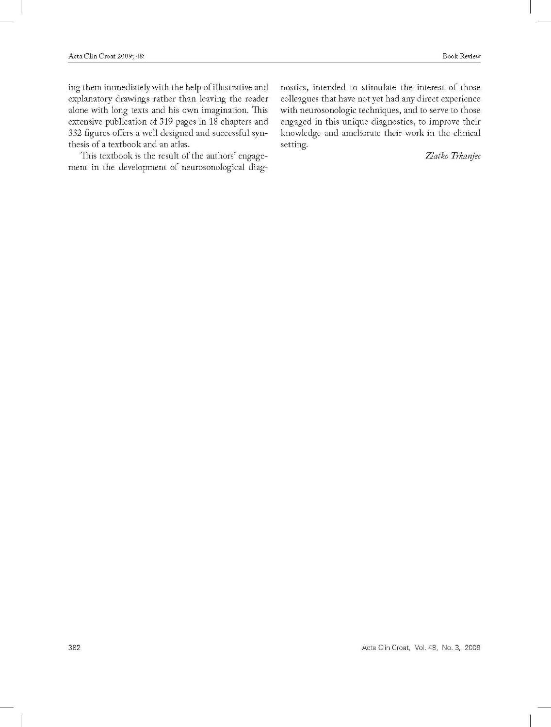ing them immediately with the help of illustrative and explanatory drawings rather than leaving the reader alone with long texts and his own imagination. This extensive publication of 319 pages in 18 chapters and 332 figures offers a well designed and successful synthesis of a textbook and an atlas.

This textbook is the result of the authors' engagement in the development of neurosonological diagnostics, intended to stimulate the interest of those colleagues that have not yet had any direct experience with neurosonologic techniques, and to serve to those engaged in this unique diagnostics, to improve their knowledge and ameliorate their work in the clinical setting.

*Zlatko Trkanjec*